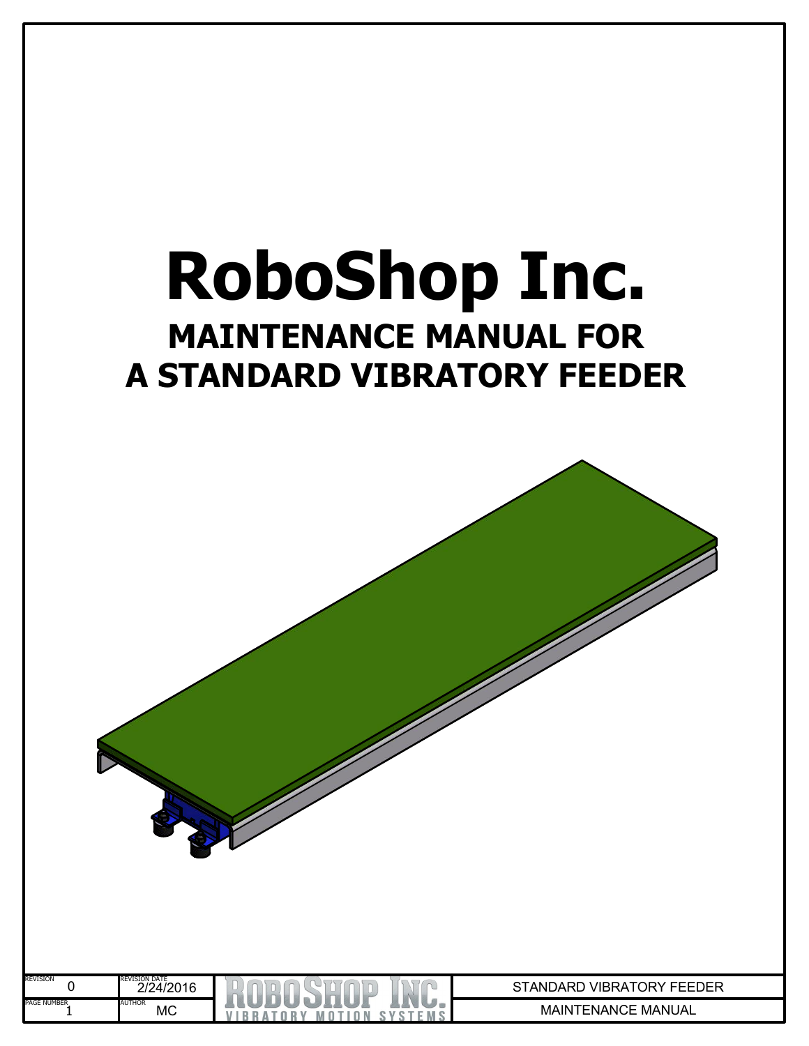# RoboShop Inc.

## MAINTENANCE MANUAL FOR A STANDARD VIBRATORY FEEDER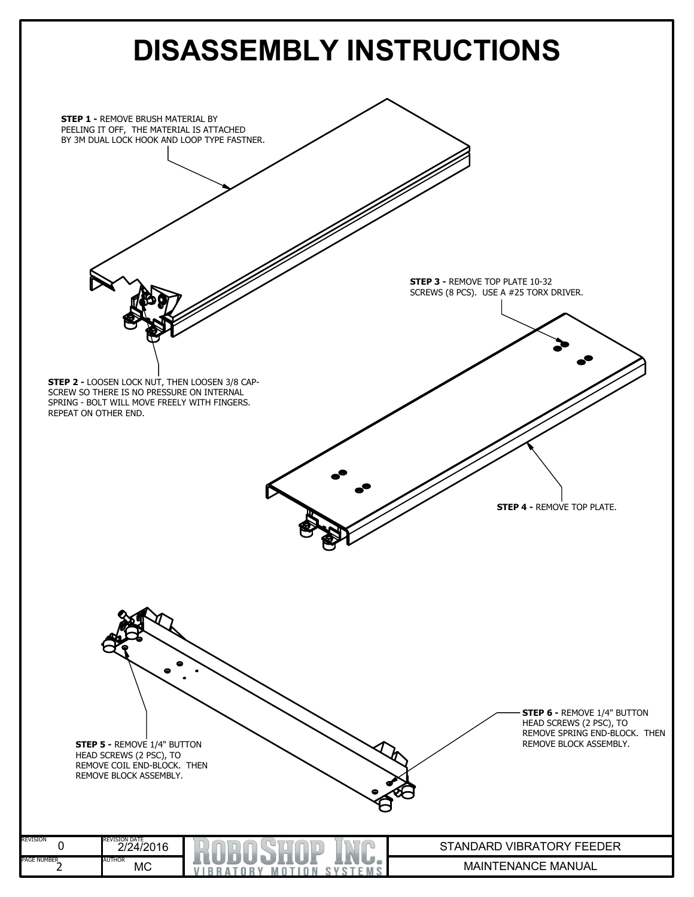# DISASSEMBLY INSTRUCTIONS

**STEP 1 -** REMOVE BRUSH MATERIAL BY PEELING IT OFF, THE MATERIAL IS ATTACHED BY 3M DUAL LOCK HOOK AND LOOP TYPE FASTNER.

**STEP 2 -** LOOSEN LOCK NUT, THEN LOOSEN 3/8 CAP-SCREW SO THERE IS NO PRESSURE ON INTERNAL SPRING - BOLT WILL MOVE FREELY WITH FINGERS. REPEAT ON OTHER END.

**STEP 3 -** REMOVE TOP PLATE 10-32 SCREWS (8 PCS). USE A #25 TORX DRIVER.

**STEP 4 -** REMOVE TOP PLATE.

**STEP 5 -** REMOVE 1/4" BUTTON HEAD SCREWS (2 PSC), TO REMOVE COIL END-BLOCK. THEN REMOVE BLOCK ASSEMBLY.

**STEP 6 -** REMOVE 1/4" BUTTON HEAD SCREWS (2 PSC), TO REMOVE SPRING END-BLOCK. THEN REMOVE BLOCK ASSEMBLY.

| REVISION | REVISION DATE | | |
|---|---|---|---|
| 0 | 2/24/2016 | ROBOSHOP INC. VIBRATORY MOTION SYSTEMS | STANDARD VIBRATORY FEEDER |
| PAGE NUMBER 2 | AUTHOR MC | | MAINTENANCE MANUAL |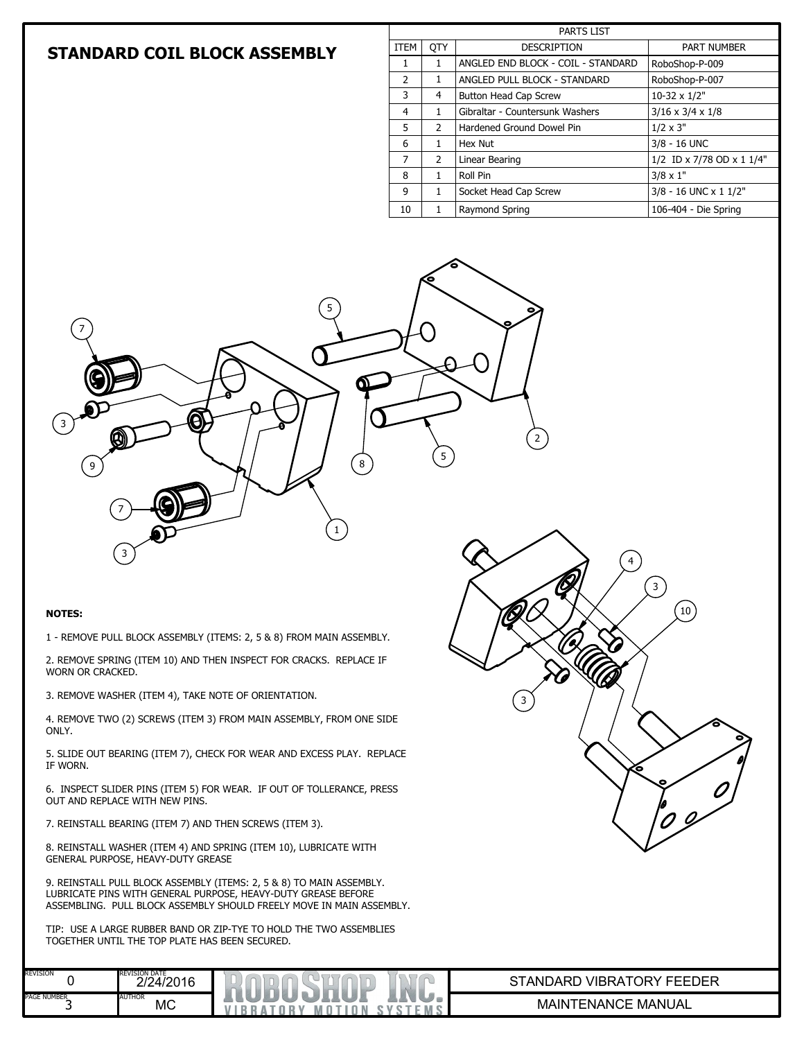## STANDARD COIL BLOCK ASSEMBLY

| PARTS LIST | | | |
|---|---|---|---|
| ITEM | QTY | DESCRIPTION | PART NUMBER |
| 1 | 1 | ANGLED END BLOCK - COIL - STANDARD | RoboShop-P-009 |
| 2 | 1 | ANGLED PULL BLOCK - STANDARD | RoboShop-P-007 |
| 3 | 4 | Button Head Cap Screw | 10-32 x 1/2" |
| 4 | 1 | Gibraltar - Countersunk Washers | 3/16 x 3/4 x 1/8 |
| 5 | 2 | Hardened Ground Dowel Pin | 1/2 x 3" |
| 6 | 1 | Hex Nut | 3/8 - 16 UNC |
| 7 | 2 | Linear Bearing | 1/2 ID x 7/78 OD x 1 1/4" |
| 8 | 1 | Roll Pin | 3/8 x 1" |
| 9 | 1 | Socket Head Cap Screw | 3/8 - 16 UNC x 1 1/2" |
| 10 | 1 | Raymond Spring | 106-404 - Die Spring |

**NOTES:**

1 - REMOVE PULL BLOCK ASSEMBLY (ITEMS: 2, 5 & 8) FROM MAIN ASSEMBLY.

2. REMOVE SPRING (ITEM 10) AND THEN INSPECT FOR CRACKS. REPLACE IF WORN OR CRACKED.

3. REMOVE WASHER (ITEM 4), TAKE NOTE OF ORIENTATION.

4. REMOVE TWO (2) SCREWS (ITEM 3) FROM MAIN ASSEMBLY, FROM ONE SIDE ONLY.

5. SLIDE OUT BEARING (ITEM 7), CHECK FOR WEAR AND EXCESS PLAY. REPLACE IF WORN.

6. INSPECT SLIDER PINS (ITEM 5) FOR WEAR. IF OUT OF TOLLERANCE, PRESS OUT AND REPLACE WITH NEW PINS.

7. REINSTALL BEARING (ITEM 7) AND THEN SCREWS (ITEM 3).

8. REINSTALL WASHER (ITEM 4) AND SPRING (ITEM 10), LUBRICATE WITH GENERAL PURPOSE, HEAVY-DUTY GREASE

9. REINSTALL PULL BLOCK ASSEMBLY (ITEMS: 2, 5 & 8) TO MAIN ASSEMBLY. LUBRICATE PINS WITH GENERAL PURPOSE, HEAVY-DUTY GREASE BEFORE ASSEMBLING. PULL BLOCK ASSEMBLY SHOULD FREELY MOVE IN MAIN ASSEMBLY.

TIP: USE A LARGE RUBBER BAND OR ZIP-TYE TO HOLD THE TWO ASSEMBLIES TOGETHER UNTIL THE TOP PLATE HAS BEEN SECURED.

| REVISION | REVISION DATE | | |
|---|---|---|---|
| 0 | 2/24/2016 | ROBOSHOP INC. VIBRATORY MOTION SYSTEMS | STANDARD VIBRATORY FEEDER |
| PAGE NUMBER 3 | AUTHOR MC | | MAINTENANCE MANUAL |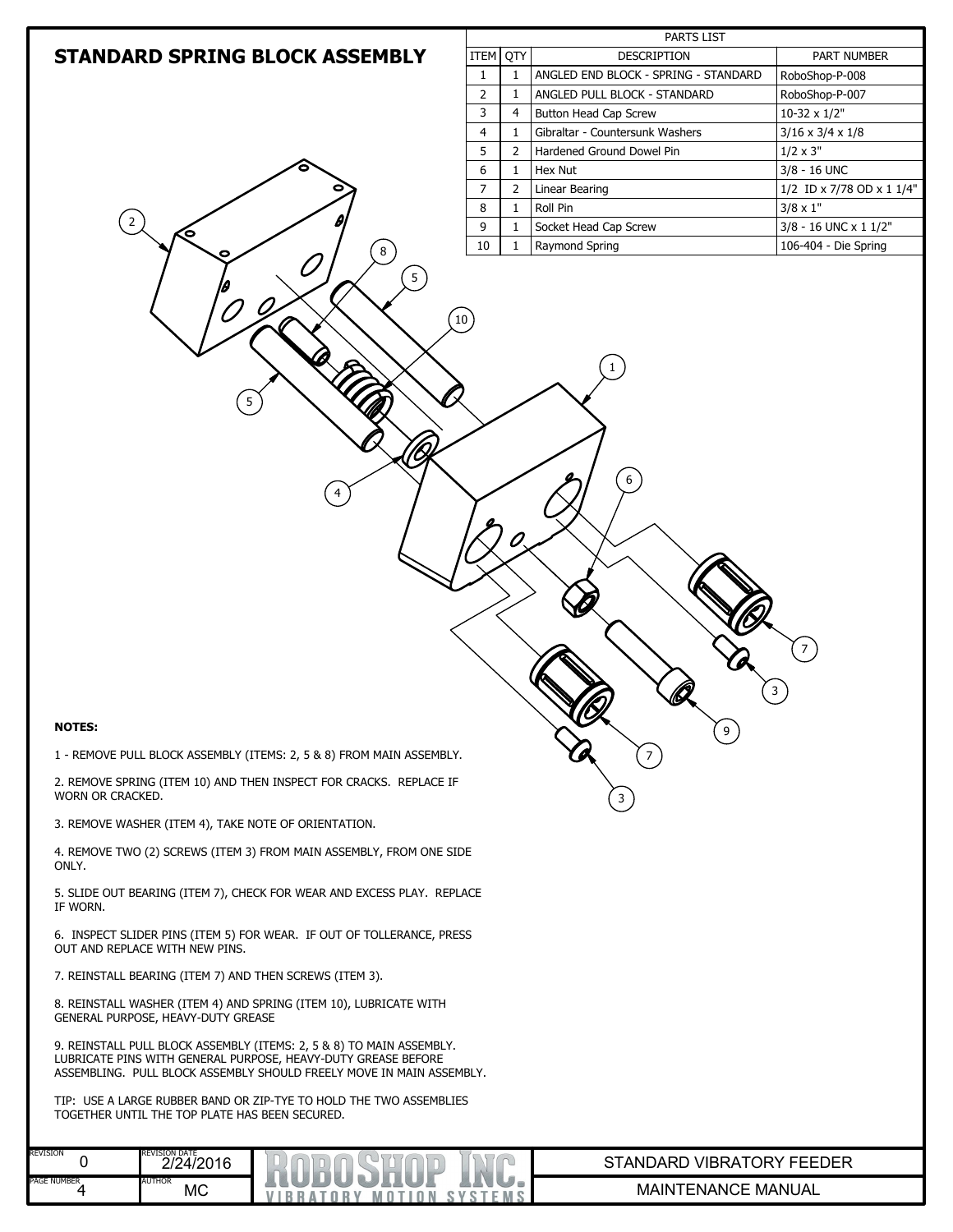# STANDARD SPRING BLOCK ASSEMBLY

| PARTS LIST | | | |
|---|---|---|---|
| ITEM | QTY | DESCRIPTION | PART NUMBER |
| 1 | 1 | ANGLED END BLOCK - SPRING - STANDARD | RoboShop-P-008 |
| 2 | 1 | ANGLED PULL BLOCK - STANDARD | RoboShop-P-007 |
| 3 | 4 | Button Head Cap Screw | 10-32 x 1/2" |
| 4 | 1 | Gibraltar - Countersunk Washers | 3/16 x 3/4 x 1/8 |
| 5 | 2 | Hardened Ground Dowel Pin | 1/2 x 3" |
| 6 | 1 | Hex Nut | 3/8 - 16 UNC |
| 7 | 2 | Linear Bearing | 1/2 ID x 7/78 OD x 1 1/4" |
| 8 | 1 | Roll Pin | 3/8 x 1" |
| 9 | 1 | Socket Head Cap Screw | 3/8 - 16 UNC x 1 1/2" |
| 10 | 1 | Raymond Spring | 106-404 - Die Spring |

**NOTES:**

1 - REMOVE PULL BLOCK ASSEMBLY (ITEMS: 2, 5 & 8) FROM MAIN ASSEMBLY.

2. REMOVE SPRING (ITEM 10) AND THEN INSPECT FOR CRACKS. REPLACE IF WORN OR CRACKED.

3. REMOVE WASHER (ITEM 4), TAKE NOTE OF ORIENTATION.

4. REMOVE TWO (2) SCREWS (ITEM 3) FROM MAIN ASSEMBLY, FROM ONE SIDE ONLY.

5. SLIDE OUT BEARING (ITEM 7), CHECK FOR WEAR AND EXCESS PLAY. REPLACE IF WORN.

6. INSPECT SLIDER PINS (ITEM 5) FOR WEAR. IF OUT OF TOLLERANCE, PRESS OUT AND REPLACE WITH NEW PINS.

7. REINSTALL BEARING (ITEM 7) AND THEN SCREWS (ITEM 3).

8. REINSTALL WASHER (ITEM 4) AND SPRING (ITEM 10), LUBRICATE WITH GENERAL PURPOSE, HEAVY-DUTY GREASE

9. REINSTALL PULL BLOCK ASSEMBLY (ITEMS: 2, 5 & 8) TO MAIN ASSEMBLY. LUBRICATE PINS WITH GENERAL PURPOSE, HEAVY-DUTY GREASE BEFORE ASSEMBLING. PULL BLOCK ASSEMBLY SHOULD FREELY MOVE IN MAIN ASSEMBLY.

TIP: USE A LARGE RUBBER BAND OR ZIP-TYE TO HOLD THE TWO ASSEMBLIES TOGETHER UNTIL THE TOP PLATE HAS BEEN SECURED.

| REVISION | REVISION DATE | | |
|---|---|---|---|
| 0 | 2/24/2016 | ROBOSHOP INC. VIBRATORY MOTION SYSTEMS | STANDARD VIBRATORY FEEDER |
| PAGE NUMBER 4 | AUTHOR MC | | MAINTENANCE MANUAL |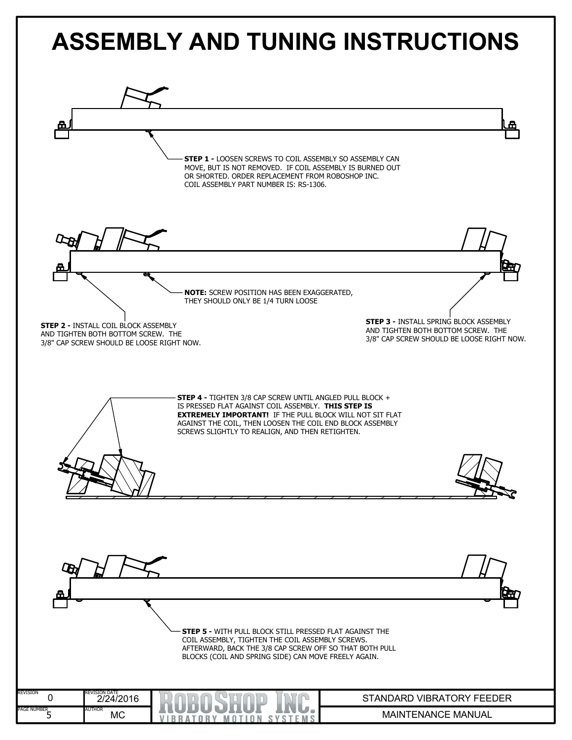# ASSEMBLY AND TUNING INSTRUCTIONS

**STEP 1 -** LOOSEN SCREWS TO COIL ASSEMBLY SO ASSEMBLY CAN MOVE, BUT IS NOT REMOVED. IF COIL ASSEMBLY IS BURNED OUT OR SHORTED. ORDER REPLACEMENT FROM ROBOSHOP INC. COIL ASSEMBLY PART NUMBER IS: RS-1306.

**NOTE:** SCREW POSITION HAS BEEN EXAGGERATED, THEY SHOULD ONLY BE 1/4 TURN LOOSE

**STEP 2 -** INSTALL COIL BLOCK ASSEMBLY AND TIGHTEN BOTH BOTTOM SCREW. THE 3/8" CAP SCREW SHOULD BE LOOSE RIGHT NOW.

**STEP 3 -** INSTALL SPRING BLOCK ASSEMBLY AND TIGHTEN BOTH BOTTOM SCREW. THE 3/8" CAP SCREW SHOULD BE LOOSE RIGHT NOW.

**STEP 4 -** TIGHTEN 3/8 CAP SCREW UNTIL ANGLED PULL BLOCK + IS PRESSED FLAT AGAINST COIL ASSEMBLY. **THIS STEP IS EXTREMELY IMPORTANT!** IF THE PULL BLOCK WILL NOT SIT FLAT AGAINST THE COIL, THEN LOOSEN THE COIL END BLOCK ASSEMBLY SCREWS SLIGHTLY TO REALIGN, AND THEN RETIGHTEN.

**STEP 5 -** WITH PULL BLOCK STILL PRESSED FLAT AGAINST THE COIL ASSEMBLY, TIGHTEN THE COIL ASSEMBLY SCREWS. AFTERWARD, BACK THE 3/8 CAP SCREW OFF SO THAT BOTH PULL BLOCKS (COIL AND SPRING SIDE) CAN MOVE FREELY AGAIN.

| REVISION | REVISION DATE | | |
|---|---|---|---|
| 0 | 2/24/2016 | ROBOSHOP INC. VIBRATORY MOTION SYSTEMS | STANDARD VIBRATORY FEEDER |
| PAGE NUMBER 5 | AUTHOR MC | | MAINTENANCE MANUAL |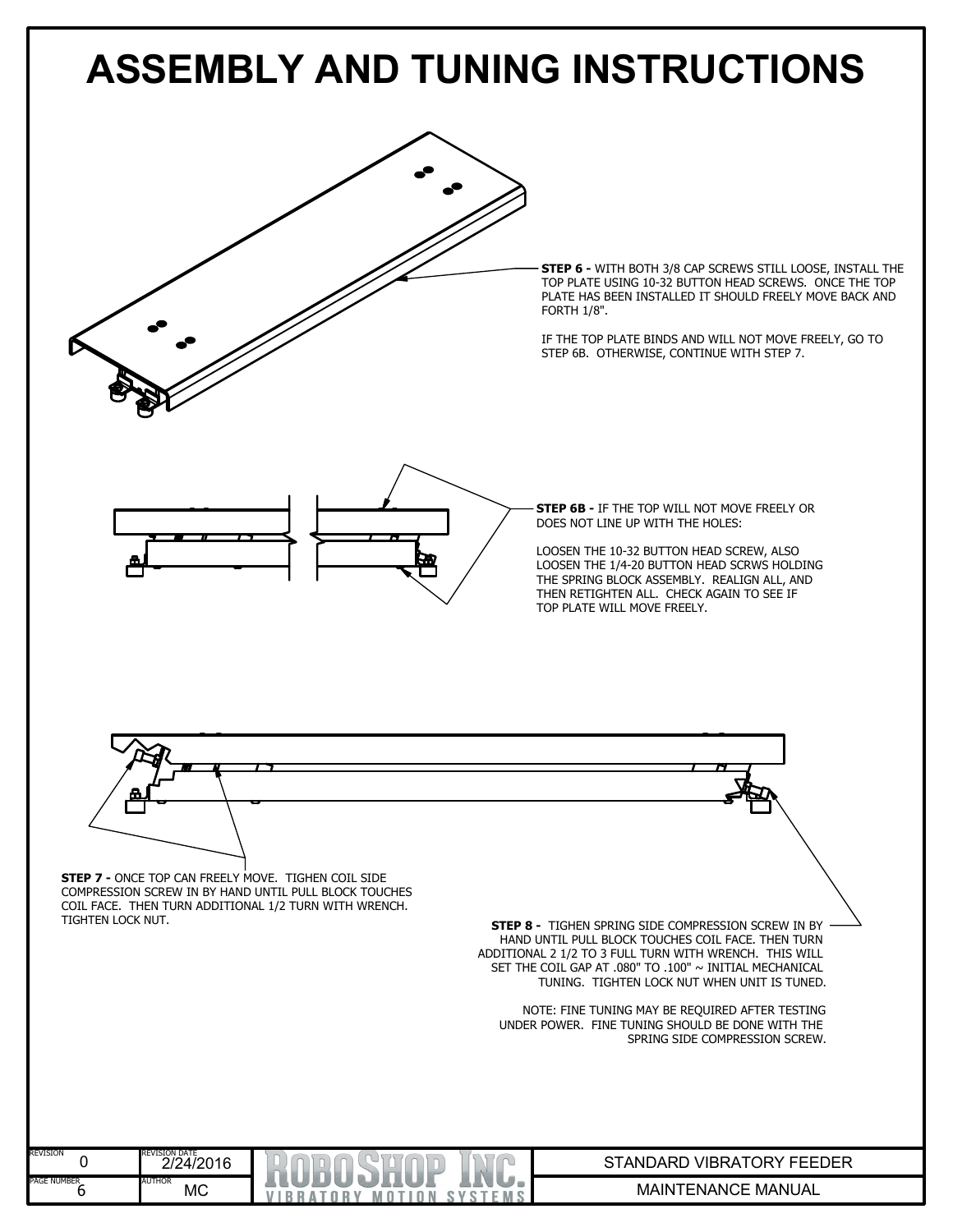# ASSEMBLY AND TUNING INSTRUCTIONS

**STEP 6 -** WITH BOTH 3/8 CAP SCREWS STILL LOOSE, INSTALL THE TOP PLATE USING 10-32 BUTTON HEAD SCREWS. ONCE THE TOP PLATE HAS BEEN INSTALLED IT SHOULD FREELY MOVE BACK AND FORTH 1/8".

IF THE TOP PLATE BINDS AND WILL NOT MOVE FREELY, GO TO STEP 6B. OTHERWISE, CONTINUE WITH STEP 7.

**STEP 6B -** IF THE TOP WILL NOT MOVE FREELY OR DOES NOT LINE UP WITH THE HOLES:

LOOSEN THE 10-32 BUTTON HEAD SCREW, ALSO LOOSEN THE 1/4-20 BUTTON HEAD SCRWS HOLDING THE SPRING BLOCK ASSEMBLY. REALIGN ALL, AND THEN RETIGHTEN ALL. CHECK AGAIN TO SEE IF TOP PLATE WILL MOVE FREELY.

**STEP 7 -** ONCE TOP CAN FREELY MOVE. TIGHEN COIL SIDE COMPRESSION SCREW IN BY HAND UNTIL PULL BLOCK TOUCHES COIL FACE. THEN TURN ADDITIONAL 1/2 TURN WITH WRENCH. TIGHTEN LOCK NUT.

**STEP 8 -** TIGHEN SPRING SIDE COMPRESSION SCREW IN BY HAND UNTIL PULL BLOCK TOUCHES COIL FACE. THEN TURN ADDITIONAL 2 1/2 TO 3 FULL TURN WITH WRENCH. THIS WILL SET THE COIL GAP AT .080" TO .100" ~ INITIAL MECHANICAL TUNING. TIGHTEN LOCK NUT WHEN UNIT IS TUNED.

NOTE: FINE TUNING MAY BE REQUIRED AFTER TESTING UNDER POWER. FINE TUNING SHOULD BE DONE WITH THE SPRING SIDE COMPRESSION SCREW.

| | | | |
|---|---|---|---|
| REVISION 0 | REVISION DATE 2/24/2016 | ROBOSHOP INC. VIBRATORY MOTION SYSTEMS | STANDARD VIBRATORY FEEDER |
| PAGE NUMBER 6 | AUTHOR MC | | MAINTENANCE MANUAL |